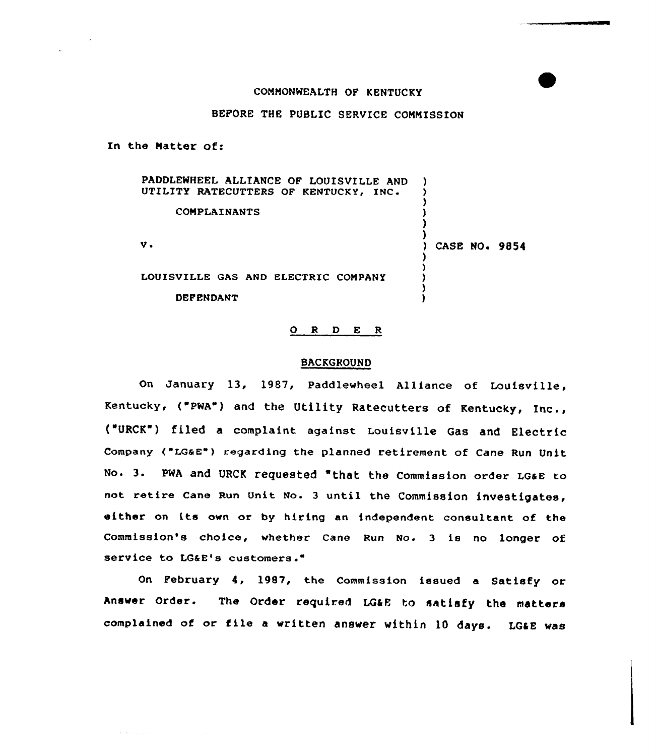COMMONWEALTH OF KENTUCKY

BEFORE THE PUBLIC SERVICE COMMISSION

In the Matter of:

PADDLEWHEEL ALLIANCE OF LOUISVILLE AND UTILITY RATECUTTERS OF KENTUCKY, INC.

COMPLAINANTS

v.

LOUISVILLE GAS AND ELECTRIC COMPANY

DEFENDANT

CASE NO. 9854

# O R D E R

## BACKGROUND

On January 13, 1987, Paddlewheel Alliance of Louisville, Kentucky, ("PWA") and the Utility Ratecutters of Kentucky, Inc., ("URCK") filed a complaint against Louisville Gas and Electric Company ("LG&E") regarding the planned retirement of Cane Run Unit No. 3. PWA and URCK requested "that the Commission order LG&E to not retire Cane Run Unit No. 3 until the Commission investigates, either on its own or by hiring an independent consultant of the Commission's choice, whether Cane Run No. 3 is no longer of service to LG&E's customers."

On February 4, 1987, the Commission issued a Satisfy or Answer Order. The Order required LG&E to satisfy the matters complained of or file a written answer within 10 days. LG&E was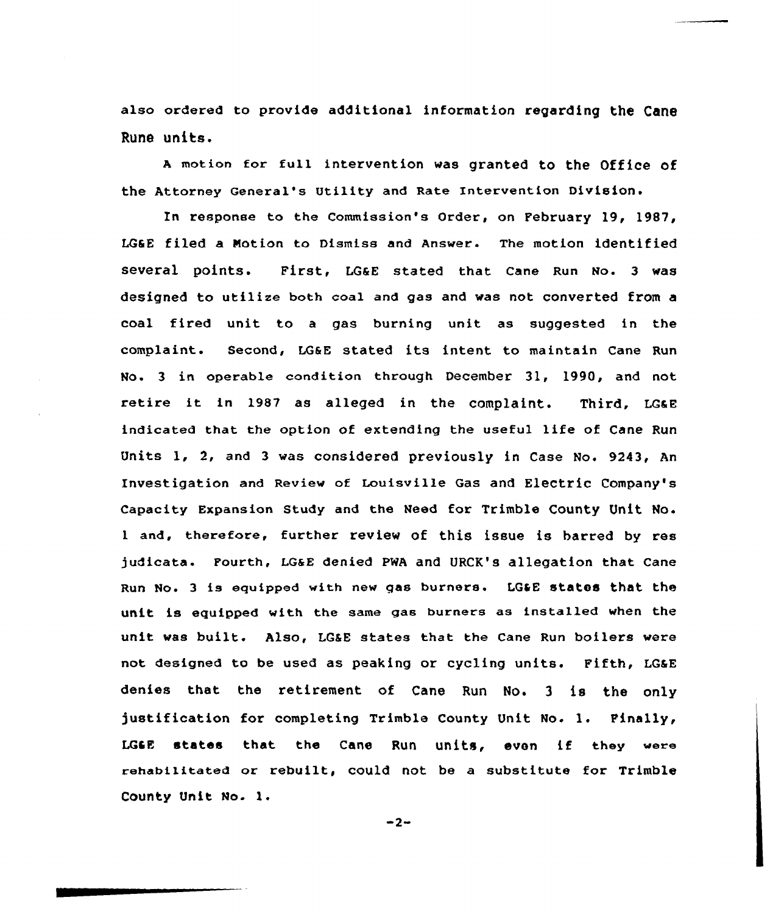also ordered to provide additional information regarding the Cane Rune units.

A motion for full intervention was granted to the Office of the Attorney General's Utility and Rate Intervention Division.

In response to the Commission's Order, on February 19, 1987, LG&E filed a Motion to Dismiss and Answer. The motion identified several points. First, LG&E stated that Cane Run No. 3 was designed to utilize both coal and gas and was not converted from a coal fired unit to a gas burning unit as suggested in the complaint. Second, LG&E stated its intent to maintain Cane Run No. 3 in operable condition through December 31, 1990, and not retire it in 1987 as alleged in the complaint. Third, LG&E indicated that the option of extending the useful life of Cane Run Units 1, 2, and 3 was considered previously in Case No. 9243, An Investigation and Review of Louisville Gas and Electric Company's Capacity Expansion Study and the Need for Trimble County Unit No. 1 and, therefore, further review of this issue is barred by res judicata. Fourth, LG&E denied PWA and URCK's allegation that Cane Run No. 3 is equipped with new gas burners. LG&E states that the unit is equipped with the same gas burners as installed when the unit was built. Also, LG&E states that the Cane Run boilers were not designed to be used as peaking or cycling units. Fifth, LG&E denies that the retirement of Cane Run No. 3 is the only justification for completing Trimble County Unit No. 1. Finally, LG&E states that the Cane Run units, even if they were rehabilitated or rebuilt, could not be a substitute for Trimble County Unit No. 1.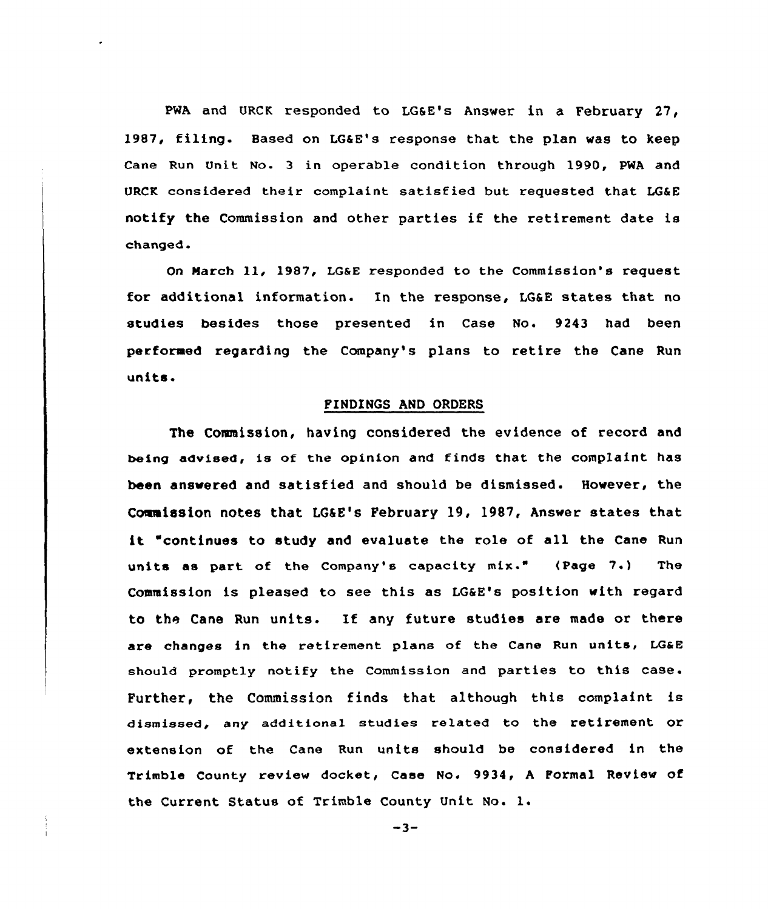PWA and URCK responded to LG&E's Answer in a February 27, 1987, filing. Based on LG&E's response that the plan was to keep Cane Run Unit No. 3 in operable condition through 1990, PWA and URCK considered their complaint satisfied but requested that LG&E notify the Commission and other parties if the retirement date is changed.

On March 11, 1987, LG&E responded to the Commission's request for additional information. In the response, LG&E states that no studies besides those presented in Case No. 9243 had been performed regarding the Company's plans to retire the Cane Run units.

## FINDINGS AND ORDERS

The Commission, having considered the evidence of record and being advised, is of the opinion and finds that the complaint has been answered and satisfied and should be dismissed. However, the Commission notes that LG&E's February 19, 1987, Answer states that it "continues to study and evaluate the role of all the Cane Run units as part of the Company's capacity mix." (Page 7.) The Commission is pleased to see this as LG&E's position with regard to the Cane Run units. If any future studies are made or there are changes in the retirement plans of the Cane Run units, LG&E should promptly notify the Commission and parties to this case. Further, the Commission finds that although this complaint is dismissed, any additional studies related to the retirement or extension of the Cane Run units should be considered in the Trimble County review docket, Case No. 9934, A Formal Review of the Current Status of Trimble County Unit No. 1.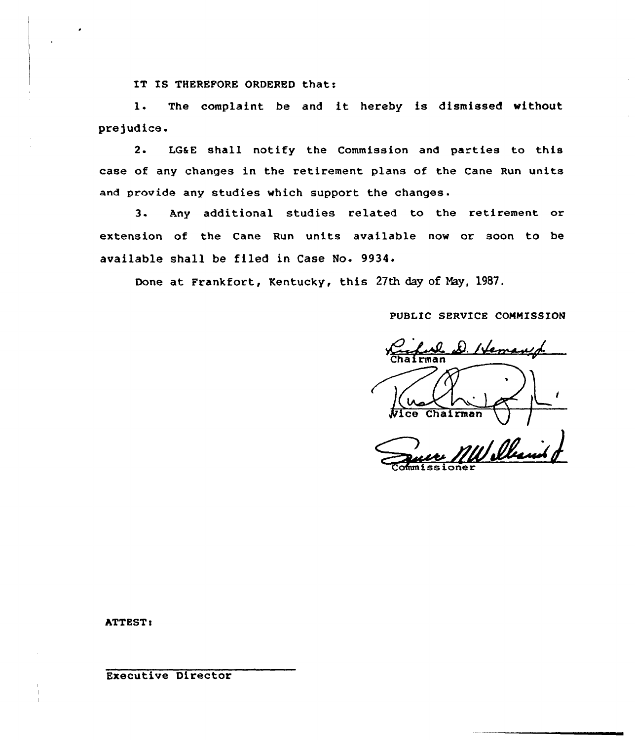IT IS THEREFORE ORDERED that:

1. The complaint be and it hereby is dismissed without prejudice.

2. LG&E shall notify the Commission and parties to this case of any changes in the retirement plans of the Cane Run units and provide any studies which support the changes.

3. Any additional studies related to the retirement or extension of the Cane Run units available now or soon to be available shall be filed in Case No. 9934.

Done at Frankfort, Kentucky, this 27th day of May, 1987.

PUBLIC SERVICE COMMISSION

Chairman

Vice Chairman

Commissioner

ATTEST:

Executive Director